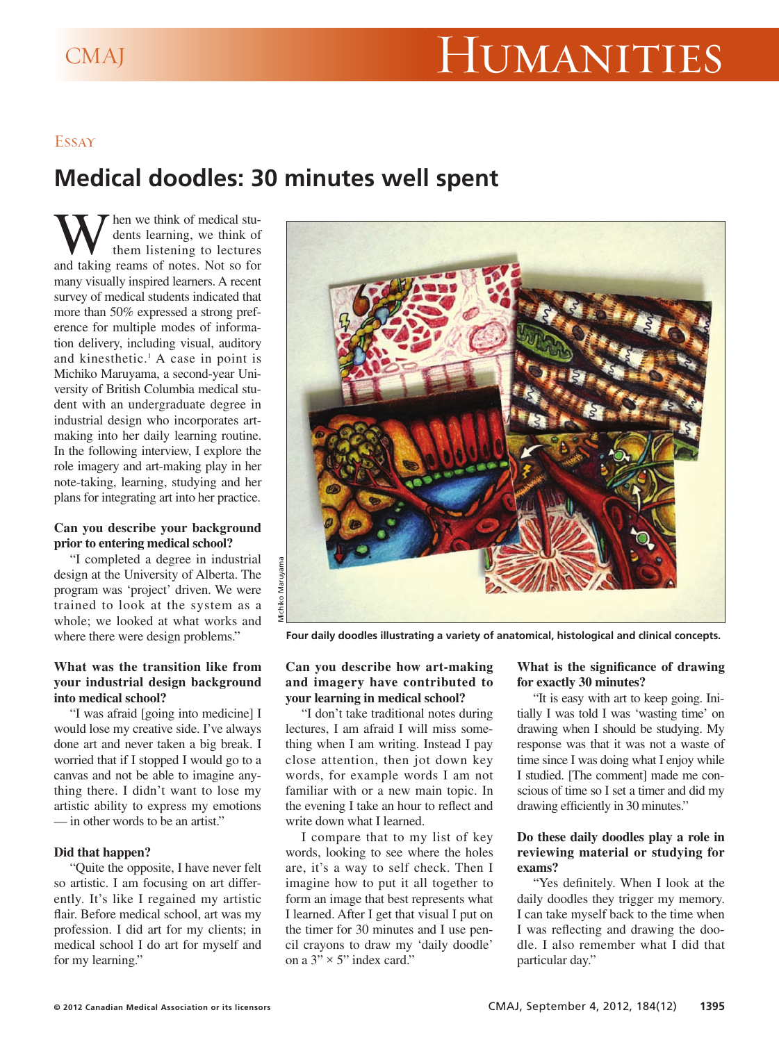Essay

# Medical doodles: 30 minutes well spent

When we think of medical students learning, we think of them listening to lectures and taking reams of notes. Not so for many visually inspired learners. A recent survey of medical students indicated that more than 50% expressed a strong preference for multiple modes of information delivery, including visual, auditory and kinesthetic.[1] A case in point is Michiko Maruyama, a second-year University of British Columbia medical student with an undergraduate degree in industrial design who incorporates art-making into her daily learning routine. In the following interview, I explore the role imagery and art-making play in her note-taking, learning, studying and her plans for integrating art into her practice.

Michiko Maruyama

Four daily doodles illustrating a variety of anatomical, histological and clinical concepts.

**Can you describe your background prior to entering medical school?**

"I completed a degree in industrial design at the University of Alberta. The program was 'project' driven. We were trained to look at the system as a whole; we looked at what works and where there were design problems."

**What was the transition like from your industrial design background into medical school?**

"I was afraid [going into medicine] I would lose my creative side. I've always done art and never taken a big break. I worried that if I stopped I would go to a canvas and not be able to imagine anything there. I didn't want to lose my artistic ability to express my emotions — in other words to be an artist."

**Did that happen?**

"Quite the opposite, I have never felt so artistic. I am focusing on art differently. It's like I regained my artistic flair. Before medical school, art was my profession. I did art for my clients; in medical school I do art for myself and for my learning."

**Can you describe how art-making and imagery have contributed to your learning in medical school?**

"I don't take traditional notes during lectures, I am afraid I will miss something when I am writing. Instead I pay close attention, then jot down key words, for example words I am not familiar with or a new main topic. In the evening I take an hour to reflect and write down what I learned.

I compare that to my list of key words, looking to see where the holes are, it's a way to self check. Then I imagine how to put it all together to form an image that best represents what I learned. After I get that visual I put on the timer for 30 minutes and I use pencil crayons to draw my 'daily doodle' on a 3" × 5" index card."

**What is the significance of drawing for exactly 30 minutes?**

"It is easy with art to keep going. Initially I was told I was 'wasting time' on drawing when I should be studying. My response was that it was not a waste of time since I was doing what I enjoy while I studied. [The comment] made me conscious of time so I set a timer and did my drawing efficiently in 30 minutes."

**Do these daily doodles play a role in reviewing material or studying for exams?**

"Yes definitely. When I look at the daily doodles they trigger my memory. I can take myself back to the time when I was reflecting and drawing the doodle. I also remember what I did that particular day."

© 2012 Canadian Medical Association or its licensors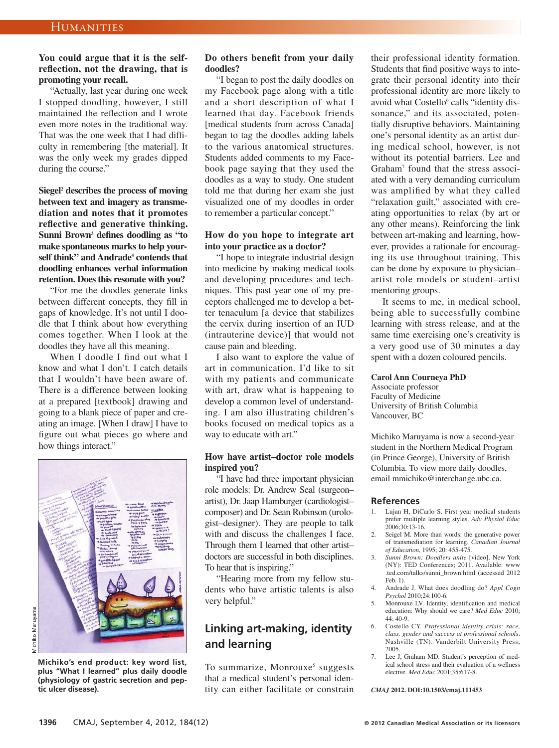**You could argue that it is the self-reflection, not the drawing, that is promoting your recall.**

"Actually, last year during one week I stopped doodling, however, I still maintained the reflection and I wrote even more notes in the traditional way. That was the one week that I had difficulty in remembering [the material]. It was the only week my grades dipped during the course."

**Siegel[2] describes the process of moving between text and imagery as transmediation and notes that it promotes reflective and generative thinking. Sunni Brown[3] defines doodling as "to make spontaneous marks to help yourself think" and Andrade[4] contends that doodling enhances verbal information retention. Does this resonate with you?**

"For me the doodles generate links between different concepts, they fill in gaps of knowledge. It's not until I doodle that I think about how everything comes together. When I look at the doodles they have all this meaning.

When I doodle I find out what I know and what I don't. I catch details that I wouldn't have been aware of. There is a difference between looking at a prepared [textbook] drawing and going to a blank piece of paper and creating an image. [When I draw] I have to figure out what pieces go where and how things interact."

Michiko Maruyama

**Michiko's end product: key word list, plus "What I learned" plus daily doodle (physiology of gastric secretion and peptic ulcer disease).**

**Do others benefit from your daily doodles?**

"I began to post the daily doodles on my Facebook page along with a title and a short description of what I learned that day. Facebook friends [medical students from across Canada] began to tag the doodles adding labels to the various anatomical structures. Students added comments to my Facebook page saying that they used the doodles as a way to study. One student told me that during her exam she just visualized one of my doodles in order to remember a particular concept."

**How do you hope to integrate art into your practice as a doctor?**

"I hope to integrate industrial design into medicine by making medical tools and developing procedures and techniques. This past year one of my preceptors challenged me to develop a better tenaculum [a device that stabilizes the cervix during insertion of an IUD (intrauterine device)] that would not cause pain and bleeding.

I also want to explore the value of art in communication. I'd like to sit with my patients and communicate with art, draw what is happening to develop a common level of understanding. I am also illustrating children's books focused on medical topics as a way to educate with art."

**How have artist–doctor role models inspired you?**

"I have had three important physician role models: Dr. Andrew Seal (surgeon–artist), Dr. Jaap Hamburger (cardiologist–composer) and Dr. Sean Robinson (urologist–designer). They are people to talk with and discuss the challenges I face. Through them I learned that other artist–doctors are successful in both disciplines. To hear that is inspiring."

"Hearing more from my fellow students who have artistic talents is also very helpful."

## Linking art-making, identity and learning

To summarize, Monrouxe[5] suggests that a medical student's personal identity can either facilitate or constrain their professional identity formation. Students that find positive ways to integrate their personal identity into their professional identity are more likely to avoid what Costello[6] calls "identity dissonance," and its associated, potentially disruptive behaviors. Maintaining one's personal identity as an artist during medical school, however, is not without its potential barriers. Lee and Graham[7] found that the stress associated with a very demanding curriculum was amplified by what they called "relaxation guilt," associated with creating opportunities to relax (by art or any other means). Reinforcing the link between art-making and learning, however, provides a rationale for encouraging its use throughout training. This can be done by exposure to physician–artist role models or student–artist mentoring groups.

It seems to me, in medical school, being able to successfully combine learning with stress release, and at the same time exercising one's creativity is a very good use of 30 minutes a day spent with a dozen coloured pencils.

**Carol Ann Courneya PhD**
Associate professor
Faculty of Medicine
University of British Columbia
Vancouver, BC

Michiko Maruyama is now a second-year student in the Northern Medical Program (in Prince George), University of British Columbia. To view more daily doodles, email mmichiko@interchange.ubc.ca.

## References

1. Lujan H, DiCarlo S. First year medical students prefer multiple learning styles. *Adv Physiol Educ* 2006;30:13-16.
2. Seigel M. More than words: the generative power of transmediation for learning. *Canadian Journal of Education*, 1995; 20: 455-475.
3. *Sunni Brown: Doodlers unite* [video]. New York (NY): TED Conferences; 2011. Available: www.ted.com/talks/sunni_brown.html (accessed 2012 Feb. 1).
4. Andrade J. What does doodling do? *Appl Cogn Psychol* 2010;24:100-6.
5. Monrouxe LV. Identity, identification and medical education: Why should we care? *Med Educ* 2010; 44: 40-9.
6. Costello CY. *Professional identity crisis: race, class, gender and success at professional schools*. Nashville (TN): Vanderbilt University Press; 2005.
7. Lee J, Graham MD. Student's perception of medical school stress and their evaluation of a wellness elective. *Med Educ* 2001;35:617-8.

***CMAJ* 2012. DOI:10.1503/cmaj.111453**